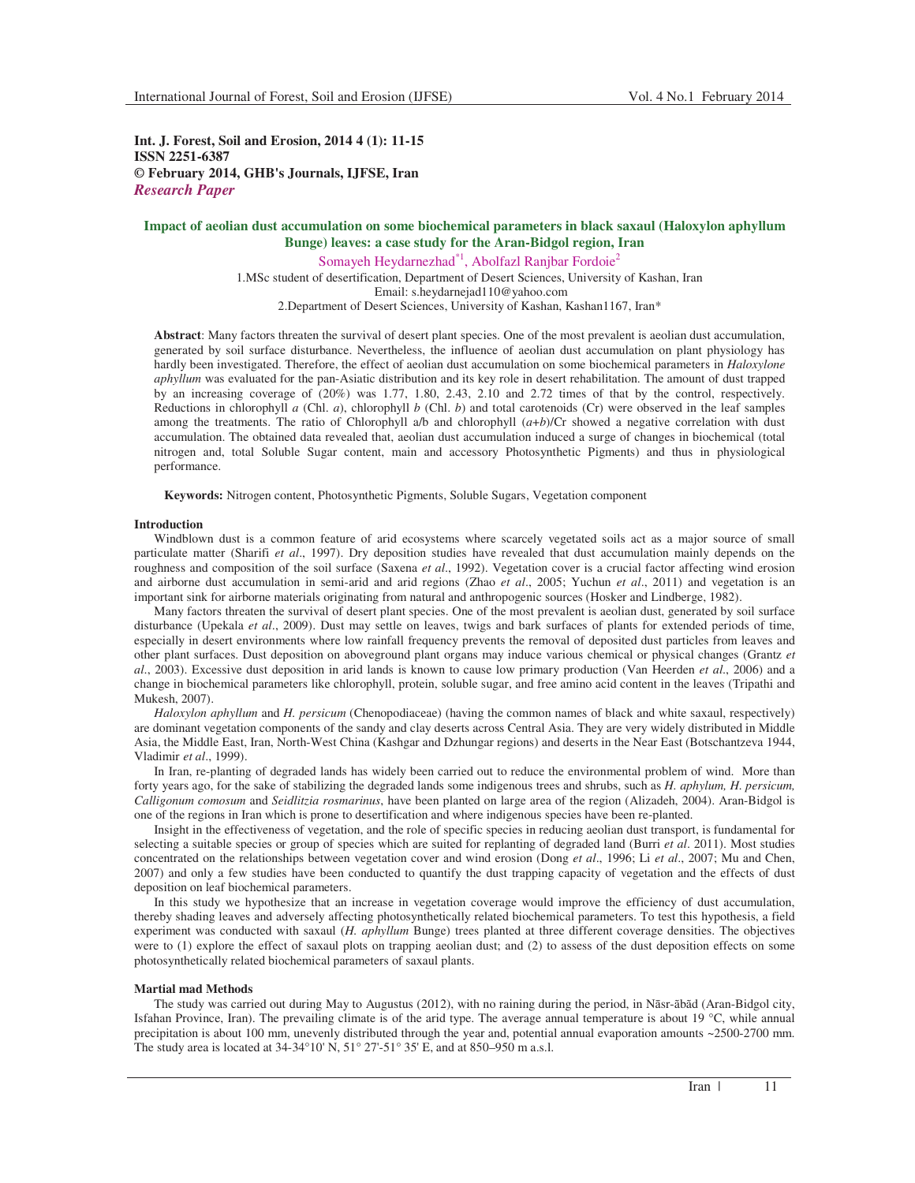**Int. J. Forest, Soil and Erosion, 2014 4 (1): 11-15**
**ISSN 2251-6387**
**© February 2014, GHB's Journals, IJFSE, Iran**
***Research Paper***

# Impact of aeolian dust accumulation on some biochemical parameters in black saxaul (Haloxylon aphyllum Bunge) leaves: a case study for the Aran-Bidgol region, Iran

Somayeh Heydarnezhad[*1], Abolfazl Ranjbar Fordoie[2]

1.MSc student of desertification, Department of Desert Sciences, University of Kashan, Iran
Email: s.heydarnejad110@yahoo.com
2.Department of Desert Sciences, University of Kashan, Kashan1167, Iran*

**Abstract**: Many factors threaten the survival of desert plant species. One of the most prevalent is aeolian dust accumulation, generated by soil surface disturbance. Nevertheless, the influence of aeolian dust accumulation on plant physiology has hardly been investigated. Therefore, the effect of aeolian dust accumulation on some biochemical parameters in *Haloxylone aphyllum* was evaluated for the pan-Asiatic distribution and its key role in desert rehabilitation. The amount of dust trapped by an increasing coverage of (20%) was 1.77, 1.80, 2.43, 2.10 and 2.72 times of that by the control, respectively. Reductions in chlorophyll *a* (Chl. *a*), chlorophyll *b* (Chl. *b*) and total carotenoids (Cr) were observed in the leaf samples among the treatments. The ratio of Chlorophyll a/b and chlorophyll (*a*+*b*)/Cr showed a negative correlation with dust accumulation. The obtained data revealed that, aeolian dust accumulation induced a surge of changes in biochemical (total nitrogen and, total Soluble Sugar content, main and accessory Photosynthetic Pigments) and thus in physiological performance.

**Keywords:** Nitrogen content, Photosynthetic Pigments, Soluble Sugars, Vegetation component

## Introduction

Windblown dust is a common feature of arid ecosystems where scarcely vegetated soils act as a major source of small particulate matter (Sharifi *et al*., 1997). Dry deposition studies have revealed that dust accumulation mainly depends on the roughness and composition of the soil surface (Saxena *et al*., 1992). Vegetation cover is a crucial factor affecting wind erosion and airborne dust accumulation in semi-arid and arid regions (Zhao *et al*., 2005; Yuchun *et al*., 2011) and vegetation is an important sink for airborne materials originating from natural and anthropogenic sources (Hosker and Lindberge, 1982).

Many factors threaten the survival of desert plant species. One of the most prevalent is aeolian dust, generated by soil surface disturbance (Upekala *et al*., 2009). Dust may settle on leaves, twigs and bark surfaces of plants for extended periods of time, especially in desert environments where low rainfall frequency prevents the removal of deposited dust particles from leaves and other plant surfaces. Dust deposition on aboveground plant organs may induce various chemical or physical changes (Grantz *et al*., 2003). Excessive dust deposition in arid lands is known to cause low primary production (Van Heerden *et al*., 2006) and a change in biochemical parameters like chlorophyll, protein, soluble sugar, and free amino acid content in the leaves (Tripathi and Mukesh, 2007).

*Haloxylon aphyllum* and *H. persicum* (Chenopodiaceae) (having the common names of black and white saxaul, respectively) are dominant vegetation components of the sandy and clay deserts across Central Asia. They are very widely distributed in Middle Asia, the Middle East, Iran, North-West China (Kashgar and Dzhungar regions) and deserts in the Near East (Botschantzeva 1944, Vladimir *et al*., 1999).

In Iran, re-planting of degraded lands has widely been carried out to reduce the environmental problem of wind. More than forty years ago, for the sake of stabilizing the degraded lands some indigenous trees and shrubs, such as *H. aphylum, H. persicum, Calligonum comosum* and *Seidlitzia rosmarinus*, have been planted on large area of the region (Alizadeh, 2004). Aran-Bidgol is one of the regions in Iran which is prone to desertification and where indigenous species have been re-planted.

Insight in the effectiveness of vegetation, and the role of specific species in reducing aeolian dust transport, is fundamental for selecting a suitable species or group of species which are suited for replanting of degraded land (Burri *et al*. 2011). Most studies concentrated on the relationships between vegetation cover and wind erosion (Dong *et al*., 1996; Li *et al*., 2007; Mu and Chen, 2007) and only a few studies have been conducted to quantify the dust trapping capacity of vegetation and the effects of dust deposition on leaf biochemical parameters.

In this study we hypothesize that an increase in vegetation coverage would improve the efficiency of dust accumulation, thereby shading leaves and adversely affecting photosynthetically related biochemical parameters. To test this hypothesis, a field experiment was conducted with saxaul (*H. aphyllum* Bunge) trees planted at three different coverage densities. The objectives were to (1) explore the effect of saxaul plots on trapping aeolian dust; and (2) to assess of the dust deposition effects on some photosynthetically related biochemical parameters of saxaul plants.

## Martial mad Methods

The study was carried out during May to Augustus (2012), with no raining during the period, in Nāsr-ābād (Aran-Bidgol city, Isfahan Province, Iran). The prevailing climate is of the arid type. The average annual temperature is about 19 °C, while annual precipitation is about 100 mm, unevenly distributed through the year and, potential annual evaporation amounts ~2500-2700 mm. The study area is located at 34-34°10' N, 51° 27'-51° 35' E, and at 850–950 m a.s.l.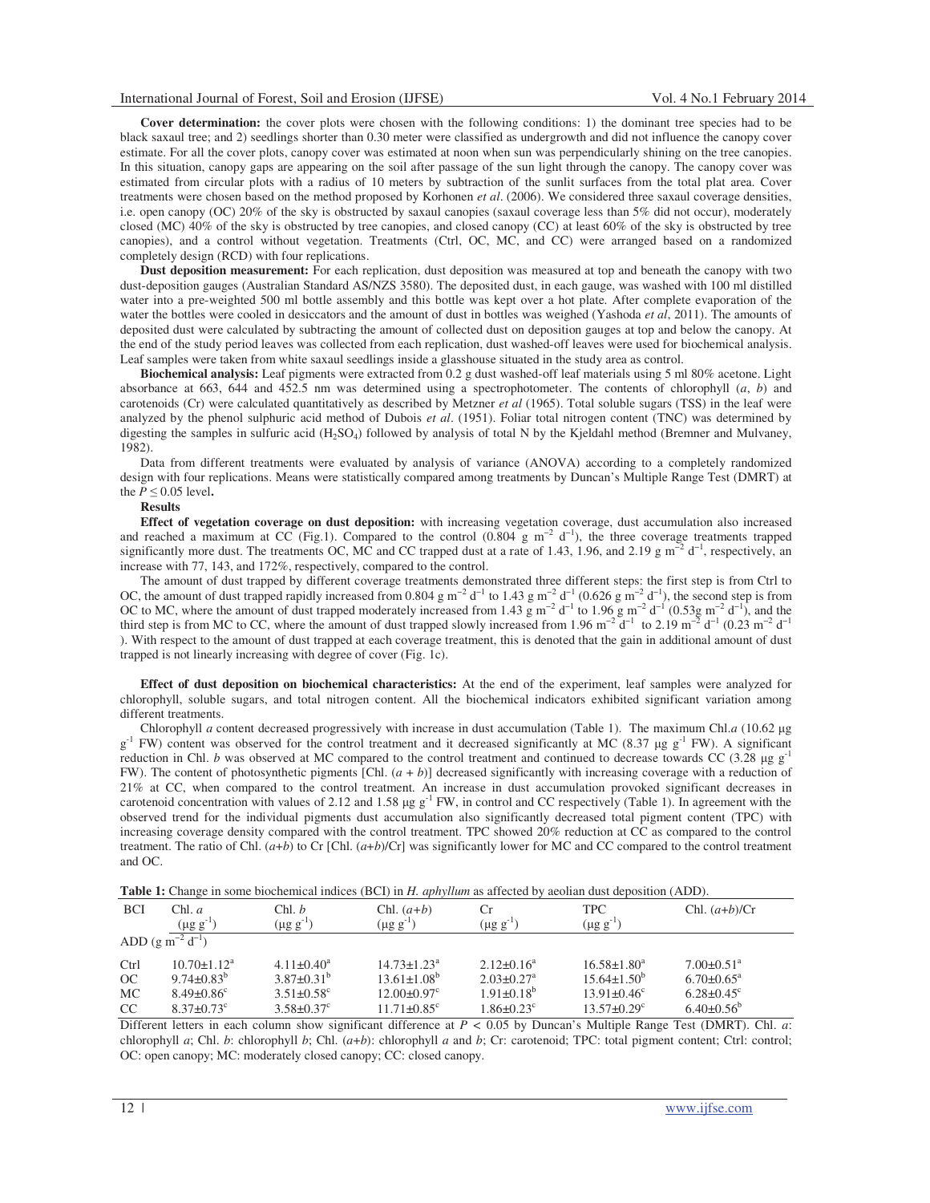**Cover determination:** the cover plots were chosen with the following conditions: 1) the dominant tree species had to be black saxaul tree; and 2) seedlings shorter than 0.30 meter were classified as undergrowth and did not influence the canopy cover estimate. For all the cover plots, canopy cover was estimated at noon when sun was perpendicularly shining on the tree canopies. In this situation, canopy gaps are appearing on the soil after passage of the sun light through the canopy. The canopy cover was estimated from circular plots with a radius of 10 meters by subtraction of the sunlit surfaces from the total plat area. Cover treatments were chosen based on the method proposed by Korhonen *et al*. (2006). We considered three saxaul coverage densities, i.e. open canopy (OC) 20% of the sky is obstructed by saxaul canopies (saxaul coverage less than 5% did not occur), moderately closed (MC) 40% of the sky is obstructed by tree canopies, and closed canopy (CC) at least 60% of the sky is obstructed by tree canopies), and a control without vegetation. Treatments (Ctrl, OC, MC, and CC) were arranged based on a randomized completely design (RCD) with four replications.

**Dust deposition measurement:** For each replication, dust deposition was measured at top and beneath the canopy with two dust-deposition gauges (Australian Standard AS/NZS 3580). The deposited dust, in each gauge, was washed with 100 ml distilled water into a pre-weighted 500 ml bottle assembly and this bottle was kept over a hot plate. After complete evaporation of the water the bottles were cooled in desiccators and the amount of dust in bottles was weighed (Yashoda *et al*, 2011). The amounts of deposited dust were calculated by subtracting the amount of collected dust on deposition gauges at top and below the canopy. At the end of the study period leaves was collected from each replication, dust washed-off leaves were used for biochemical analysis. Leaf samples were taken from white saxaul seedlings inside a glasshouse situated in the study area as control.

**Biochemical analysis:** Leaf pigments were extracted from 0.2 g dust washed-off leaf materials using 5 ml 80% acetone. Light absorbance at 663, 644 and 452.5 nm was determined using a spectrophotometer. The contents of chlorophyll (*a*, *b*) and carotenoids (Cr) were calculated quantitatively as described by Metzner *et al* (1965). Total soluble sugars (TSS) in the leaf were analyzed by the phenol sulphuric acid method of Dubois *et al*. (1951). Foliar total nitrogen content (TNC) was determined by digesting the samples in sulfuric acid ($H_2SO_4$) followed by analysis of total N by the Kjeldahl method (Bremner and Mulvaney, 1982).

Data from different treatments were evaluated by analysis of variance (ANOVA) according to a completely randomized design with four replications. Means were statistically compared among treatments by Duncan's Multiple Range Test (DMRT) at the $P \leq 0.05$ level**.**

**Results**

**Effect of vegetation coverage on dust deposition:** with increasing vegetation coverage, dust accumulation also increased and reached a maximum at CC (Fig.1). Compared to the control (0.804 g $m^{-2}$ $d^{-1}$), the three coverage treatments trapped significantly more dust. The treatments OC, MC and CC trapped dust at a rate of 1.43, 1.96, and 2.19 g $m^{-2}$ $d^{-1}$, respectively, an increase with 77, 143, and 172%, respectively, compared to the control.

The amount of dust trapped by different coverage treatments demonstrated three different steps: the first step is from Ctrl to OC, the amount of dust trapped rapidly increased from 0.804 g $m^{-2}$ $d^{-1}$ to 1.43 g $m^{-2}$ $d^{-1}$ (0.626 g $m^{-2}$ $d^{-1}$), the second step is from OC to MC, where the amount of dust trapped moderately increased from 1.43 g $m^{-2}$ $d^{-1}$ to 1.96 g $m^{-2}$ $d^{-1}$ (0.53g $m^{-2}$ $d^{-1}$), and the third step is from MC to CC, where the amount of dust trapped slowly increased from 1.96 $m^{-2}$ $d^{-1}$ to 2.19 $m^{-2}$ $d^{-1}$ (0.23 $m^{-2}$ $d^{-1}$ ). With respect to the amount of dust trapped at each coverage treatment, this is denoted that the gain in additional amount of dust trapped is not linearly increasing with degree of cover (Fig. 1c).

**Effect of dust deposition on biochemical characteristics:** At the end of the experiment, leaf samples were analyzed for chlorophyll, soluble sugars, and total nitrogen content. All the biochemical indicators exhibited significant variation among different treatments.

Chlorophyll *a* content decreased progressively with increase in dust accumulation (Table 1). The maximum Chl.*a* (10.62 μg $g^{-1}$ FW) content was observed for the control treatment and it decreased significantly at MC (8.37 μg $g^{-1}$ FW). A significant reduction in Chl. *b* was observed at MC compared to the control treatment and continued to decrease towards CC (3.28 μg $g^{-1}$ FW). The content of photosynthetic pigments [Chl. (*a* + *b*)] decreased significantly with increasing coverage with a reduction of 21% at CC, when compared to the control treatment. An increase in dust accumulation provoked significant decreases in carotenoid concentration with values of 2.12 and 1.58 μg $g^{-1}$ FW, in control and CC respectively (Table 1). In agreement with the observed trend for the individual pigments dust accumulation also significantly decreased total pigment content (TPC) with increasing coverage density compared with the control treatment. TPC showed 20% reduction at CC as compared to the control treatment. The ratio of Chl. (*a*+*b*) to Cr [Chl. (*a*+*b*)/Cr] was significantly lower for MC and CC compared to the control treatment and OC.

**Table 1:** Change in some biochemical indices (BCI) in *H. aphyllum* as affected by aeolian dust deposition (ADD).

| BCI | Chl. *a* (μg $g^{-1}$) | Chl. *b* (μg $g^{-1}$) | Chl. (*a*+*b*) (μg $g^{-1}$) | Cr (μg $g^{-1}$) | TPC (μg $g^{-1}$) | Chl. (*a*+*b*)/Cr |
|---|---|---|---|---|---|---|
| ADD (g $m^{-2}$ $d^{-1}$) | | | | | | |
| Ctrl | 10.70±1.12[a] | 4.11±0.40[a] | 14.73±1.23[a] | 2.12±0.16[a] | 16.58±1.80[a] | 7.00±0.51[a] |
| OC | 9.74±0.83[b] | 3.87±0.31[b] | 13.61±1.08[b] | 2.03±0.27[a] | 15.64±1.50[b] | 6.70±0.65[a] |
| MC | 8.49±0.86[c] | 3.51±0.58[c] | 12.00±0.97[c] | 1.91±0.18[b] | 13.91±0.46[c] | 6.28±0.45[c] |
| CC | 8.37±0.73[c] | 3.58±0.37[c] | 11.71±0.85[c] | 1.86±0.23[c] | 13.57±0.29[c] | 6.40±0.56[b] |

Different letters in each column show significant difference at $P < 0.05$ by Duncan's Multiple Range Test (DMRT). Chl. *a*: chlorophyll *a*; Chl. *b*: chlorophyll *b*; Chl. (*a*+*b*): chlorophyll *a* and *b*; Cr: carotenoid; TPC: total pigment content; Ctrl: control; OC: open canopy; MC: moderately closed canopy; CC: closed canopy.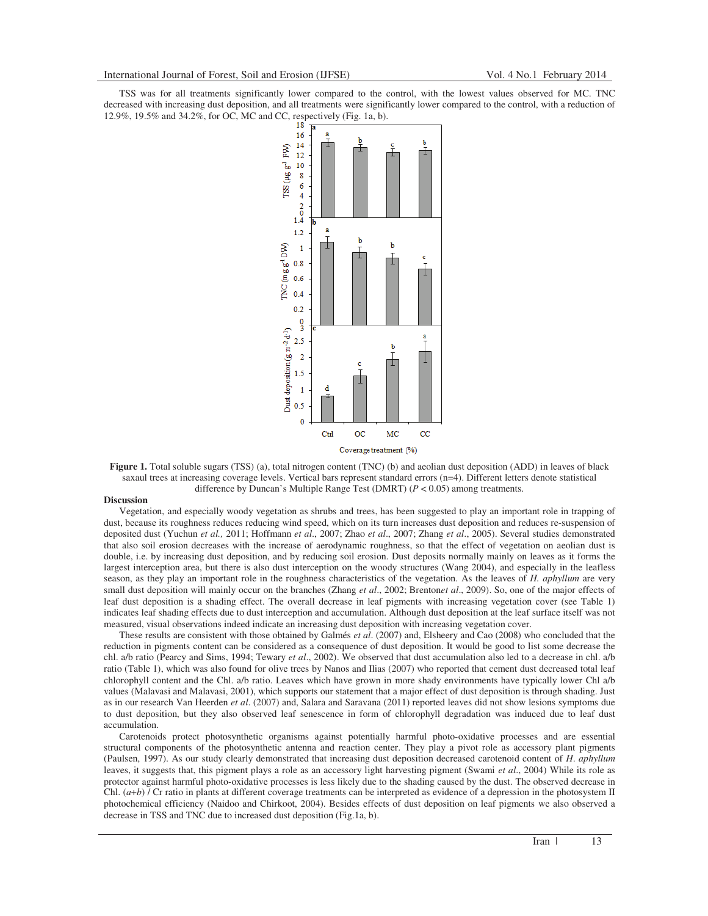TSS was for all treatments significantly lower compared to the control, with the lowest values observed for MC. TNC decreased with increasing dust deposition, and all treatments were significantly lower compared to the control, with a reduction of 12.9%, 19.5% and 34.2%, for OC, MC and CC, respectively (Fig. 1a, b).

**Figure 1.** Total soluble sugars (TSS) (a), total nitrogen content (TNC) (b) and aeolian dust deposition (ADD) in leaves of black saxaul trees at increasing coverage levels. Vertical bars represent standard errors (n=4). Different letters denote statistical difference by Duncan's Multiple Range Test (DMRT) ($P < 0.05$) among treatments.

### Discussion

Vegetation, and especially woody vegetation as shrubs and trees, has been suggested to play an important role in trapping of dust, because its roughness reduces reducing wind speed, which on its turn increases dust deposition and reduces re-suspension of deposited dust (Yuchun *et al.,* 2011; Hoffmann *et al*., 2007; Zhao *et al*., 2007; Zhang *et al*., 2005). Several studies demonstrated that also soil erosion decreases with the increase of aerodynamic roughness, so that the effect of vegetation on aeolian dust is double, i.e. by increasing dust deposition, and by reducing soil erosion. Dust deposits normally mainly on leaves as it forms the largest interception area, but there is also dust interception on the woody structures (Wang 2004), and especially in the leafless season, as they play an important role in the roughness characteristics of the vegetation. As the leaves of *H. aphyllum* are very small dust deposition will mainly occur on the branches (Zhang *et al*., 2002; Brenton*et al*., 2009). So, one of the major effects of leaf dust deposition is a shading effect. The overall decrease in leaf pigments with increasing vegetation cover (see Table 1) indicates leaf shading effects due to dust interception and accumulation. Although dust deposition at the leaf surface itself was not measured, visual observations indeed indicate an increasing dust deposition with increasing vegetation cover.

These results are consistent with those obtained by Galmés *et al*. (2007) and, Elsheery and Cao (2008) who concluded that the reduction in pigments content can be considered as a consequence of dust deposition. It would be good to list some decrease the chl. a/b ratio (Pearcy and Sims, 1994; Tewary *et al*., 2002). We observed that dust accumulation also led to a decrease in chl. a/b ratio (Table 1), which was also found for olive trees by Nanos and Ilias (2007) who reported that cement dust decreased total leaf chlorophyll content and the Chl. a/b ratio. Leaves which have grown in more shady environments have typically lower Chl a/b values (Malavasi and Malavasi, 2001), which supports our statement that a major effect of dust deposition is through shading. Just as in our research Van Heerden *et al*. (2007) and, Salara and Saravana (2011) reported leaves did not show lesions symptoms due to dust deposition, but they also observed leaf senescence in form of chlorophyll degradation was induced due to leaf dust accumulation.

Carotenoids protect photosynthetic organisms against potentially harmful photo-oxidative processes and are essential structural components of the photosynthetic antenna and reaction center. They play a pivot role as accessory plant pigments (Paulsen, 1997). As our study clearly demonstrated that increasing dust deposition decreased carotenoid content of *H. aphyllum* leaves, it suggests that, this pigment plays a role as an accessory light harvesting pigment (Swami *et al*., 2004) While its role as protector against harmful photo-oxidative processes is less likely due to the shading caused by the dust. The observed decrease in Chl. (*a*+*b*) / Cr ratio in plants at different coverage treatments can be interpreted as evidence of a depression in the photosystem II photochemical efficiency (Naidoo and Chirkoot, 2004). Besides effects of dust deposition on leaf pigments we also observed a decrease in TSS and TNC due to increased dust deposition (Fig.1a, b).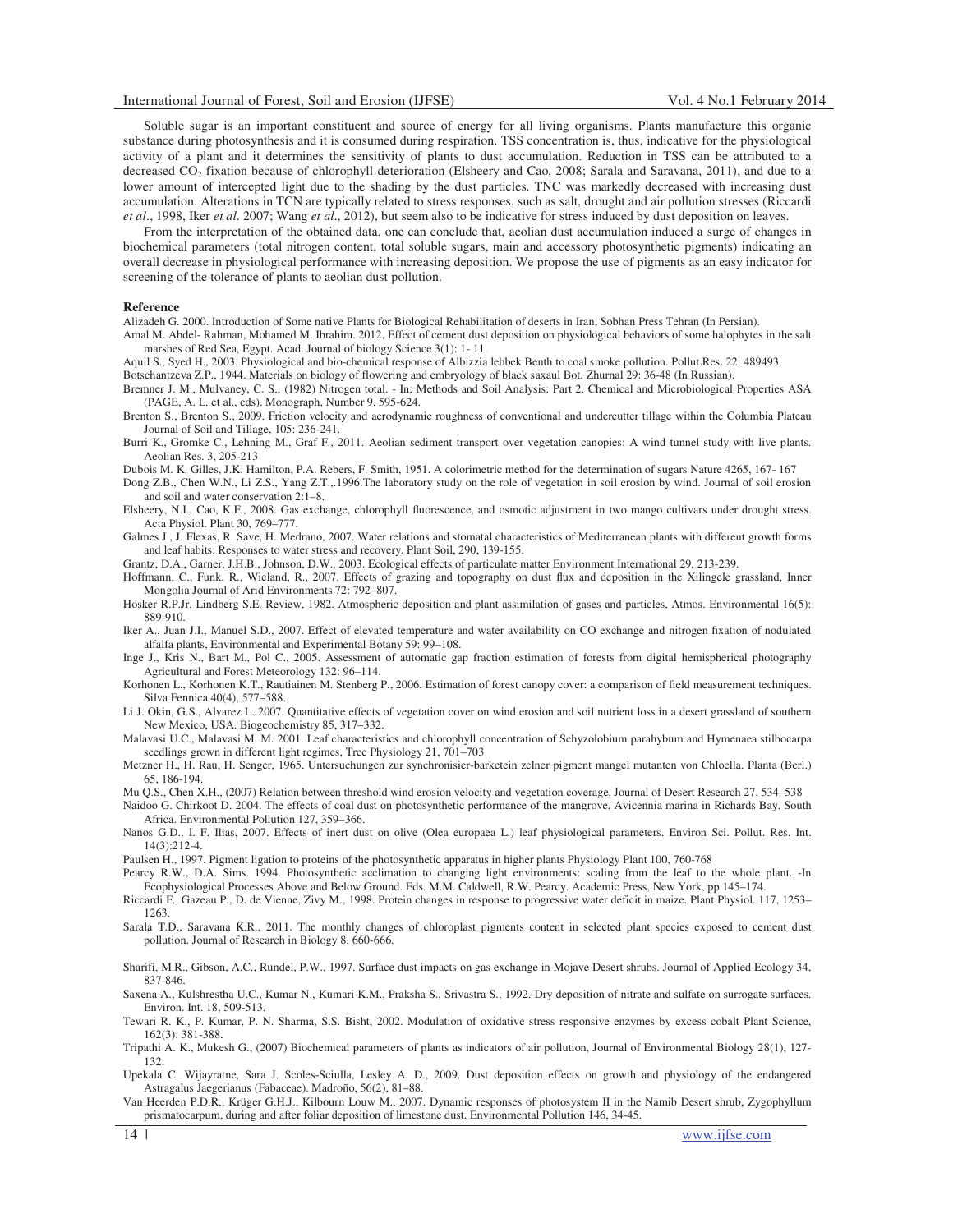Soluble sugar is an important constituent and source of energy for all living organisms. Plants manufacture this organic substance during photosynthesis and it is consumed during respiration. TSS concentration is, thus, indicative for the physiological activity of a plant and it determines the sensitivity of plants to dust accumulation. Reduction in TSS can be attributed to a decreased $CO_2$ fixation because of chlorophyll deterioration (Elsheery and Cao, 2008; Sarala and Saravana, 2011), and due to a lower amount of intercepted light due to the shading by the dust particles. TNC was markedly decreased with increasing dust accumulation. Alterations in TCN are typically related to stress responses, such as salt, drought and air pollution stresses (Riccardi *et al*., 1998, Iker *et al*. 2007; Wang *et al*., 2012), but seem also to be indicative for stress induced by dust deposition on leaves.

From the interpretation of the obtained data, one can conclude that, aeolian dust accumulation induced a surge of changes in biochemical parameters (total nitrogen content, total soluble sugars, main and accessory photosynthetic pigments) indicating an overall decrease in physiological performance with increasing deposition. We propose the use of pigments as an easy indicator for screening of the tolerance of plants to aeolian dust pollution.

## Reference

Alizadeh G. 2000. Introduction of Some native Plants for Biological Rehabilitation of deserts in Iran, Sobhan Press Tehran (In Persian).

Amal M. Abdel- Rahman, Mohamed M. Ibrahim. 2012. Effect of cement dust deposition on physiological behaviors of some halophytes in the salt marshes of Red Sea, Egypt. Acad. Journal of biology Science 3(1): 1- 11.

Aquil S., Syed H., 2003. Physiological and bio-chemical response of Albizzia lebbek Benth to coal smoke pollution. Pollut.Res. 22: 489493.

Botschantzeva Z.P., 1944. Materials on biology of flowering and embryology of black saxaul Bot. Zhurnal 29: 36-48 (In Russian).

Bremner J. M., Mulvaney, C. S., (1982) Nitrogen total. - In: Methods and Soil Analysis: Part 2. Chemical and Microbiological Properties ASA (PAGE, A. L. et al., eds). Monograph, Number 9, 595-624.

Brenton S., Brenton S., 2009. Friction velocity and aerodynamic roughness of conventional and undercutter tillage within the Columbia Plateau Journal of Soil and Tillage, 105: 236-241.

Burri K., Gromke C., Lehning M., Graf F., 2011. Aeolian sediment transport over vegetation canopies: A wind tunnel study with live plants. Aeolian Res. 3, 205-213

Dubois M. K. Gilles, J.K. Hamilton, P.A. Rebers, F. Smith, 1951. A colorimetric method for the determination of sugars Nature 4265, 167- 167

Dong Z.B., Chen W.N., Li Z.S., Yang Z.T.,.1996.The laboratory study on the role of vegetation in soil erosion by wind. Journal of soil erosion and soil and water conservation 2:1–8.

Elsheery, N.I., Cao, K.F., 2008. Gas exchange, chlorophyll fluorescence, and osmotic adjustment in two mango cultivars under drought stress. Acta Physiol. Plant 30, 769–777.

Galmes J., J. Flexas, R. Save, H. Medrano, 2007. Water relations and stomatal characteristics of Mediterranean plants with different growth forms and leaf habits: Responses to water stress and recovery. Plant Soil, 290, 139-155.

Grantz, D.A., Garner, J.H.B., Johnson, D.W., 2003. Ecological effects of particulate matter Environment International 29, 213-239.

Hoffmann, C., Funk, R., Wieland, R., 2007. Effects of grazing and topography on dust flux and deposition in the Xilingele grassland, Inner Mongolia Journal of Arid Environments 72: 792–807.

Hosker R.P.Jr, Lindberg S.E. Review, 1982. Atmospheric deposition and plant assimilation of gases and particles, Atmos. Environmental 16(5): 889-910.

Iker A., Juan J.I., Manuel S.D., 2007. Effect of elevated temperature and water availability on CO exchange and nitrogen fixation of nodulated alfalfa plants, Environmental and Experimental Botany 59: 99–108.

Inge J., Kris N., Bart M., Pol C., 2005. Assessment of automatic gap fraction estimation of forests from digital hemispherical photography Agricultural and Forest Meteorology 132: 96–114.

Korhonen L., Korhonen K.T., Rautiainen M. Stenberg P., 2006. Estimation of forest canopy cover: a comparison of field measurement techniques. Silva Fennica 40(4), 577–588.

Li J. Okin, G.S., Alvarez L. 2007. Quantitative effects of vegetation cover on wind erosion and soil nutrient loss in a desert grassland of southern New Mexico, USA. Biogeochemistry 85, 317–332.

Malavasi U.C., Malavasi M. M. 2001. Leaf characteristics and chlorophyll concentration of Schyzolobium parahybum and Hymenaea stilbocarpa seedlings grown in different light regimes, Tree Physiology 21, 701–703

Metzner H., H. Rau, H. Senger, 1965. Untersuchungen zur synchronisier-barketein zelner pigment mangel mutanten von Chloella. Planta (Berl.) 65, 186-194.

Mu Q.S., Chen X.H., (2007) Relation between threshold wind erosion velocity and vegetation coverage, Journal of Desert Research 27, 534–538

Naidoo G. Chirkoot D. 2004. The effects of coal dust on photosynthetic performance of the mangrove, Avicennia marina in Richards Bay, South Africa. Environmental Pollution 127, 359–366.

Nanos G.D., I. F. Ilias, 2007. Effects of inert dust on olive (Olea europaea L.) leaf physiological parameters. Environ Sci. Pollut. Res. Int. 14(3):212-4.

Paulsen H., 1997. Pigment ligation to proteins of the photosynthetic apparatus in higher plants Physiology Plant 100, 760-768

Pearcy R.W., D.A. Sims. 1994. Photosynthetic acclimation to changing light environments: scaling from the leaf to the whole plant. -In Ecophysiological Processes Above and Below Ground. Eds. M.M. Caldwell, R.W. Pearcy. Academic Press, New York, pp 145–174.

Riccardi F., Gazeau P., D. de Vienne, Zivy M., 1998. Protein changes in response to progressive water deficit in maize. Plant Physiol. 117, 1253–1263.

Sarala T.D., Saravana K.R., 2011. The monthly changes of chloroplast pigments content in selected plant species exposed to cement dust pollution. Journal of Research in Biology 8, 660-666.

Sharifi, M.R., Gibson, A.C., Rundel, P.W., 1997. Surface dust impacts on gas exchange in Mojave Desert shrubs. Journal of Applied Ecology 34, 837-846.

Saxena A., Kulshrestha U.C., Kumar N., Kumari K.M., Praksha S., Srivastra S., 1992. Dry deposition of nitrate and sulfate on surrogate surfaces. Environ. Int. 18, 509-513.

Tewari R. K., P. Kumar, P. N. Sharma, S.S. Bisht, 2002. Modulation of oxidative stress responsive enzymes by excess cobalt Plant Science, 162(3): 381-388.

Tripathi A. K., Mukesh G., (2007) Biochemical parameters of plants as indicators of air pollution, Journal of Environmental Biology 28(1), 127-132.

Upekala C. Wijayratne, Sara J. Scoles-Sciulla, Lesley A. D., 2009. Dust deposition effects on growth and physiology of the endangered Astragalus Jaegerianus (Fabaceae). Madroño, 56(2), 81–88.

Van Heerden P.D.R., Krüger G.H.J., Kilbourn Louw M., 2007. Dynamic responses of photosystem II in the Namib Desert shrub, Zygophyllum prismatocarpum, during and after foliar deposition of limestone dust. Environmental Pollution 146, 34-45.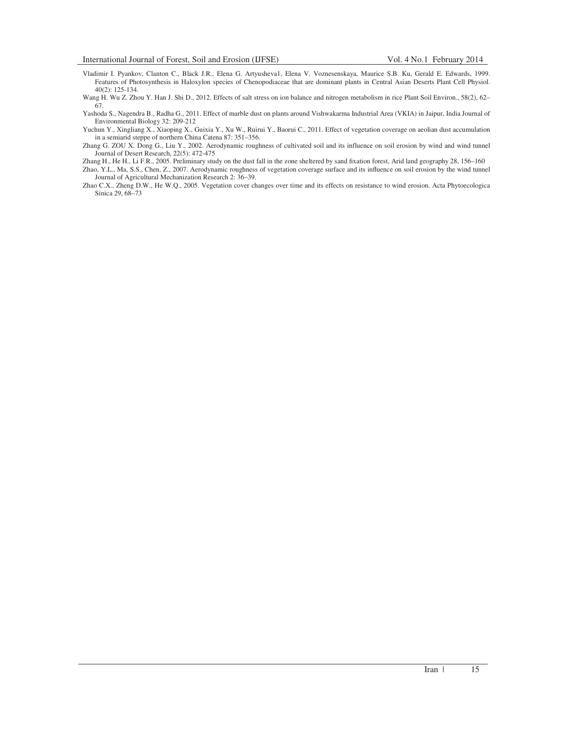Vladimir I. Pyankov, Clanton C., Black J.R., Elena G. Artyusheva1, Elena V. Voznesenskaya, Maurice S.B. Ku, Gerald E. Edwards, 1999. Features of Photosynthesis in Haloxylon species of Chenopodiaceae that are dominant plants in Central Asian Deserts Plant Cell Physiol. 40(2): 125-134.

Wang H. Wu Z. Zhou Y. Han J. Shi D., 2012. Effects of salt stress on ion balance and nitrogen metabolism in rice Plant Soil Environ., 58(2), 62–67.

Yashoda S., Nagendra B., Radha G., 2011. Effect of marble dust on plants around Vishwakarma Industrial Area (VKIA) in Jaipur, India Journal of Environmental Biology 32: 209-212

Yuchun Y., Xingliang X., Xiaoping X., Guixia Y., Xu W., Ruirui Y., Baorui C., 2011. Effect of vegetation coverage on aeolian dust accumulation in a semiarid steppe of northern China Catena 87: 351–356.

Zhang G. ZOU X. Dong G., Liu Y., 2002. Aerodynamic roughness of cultivated soil and its influence on soil erosion by wind and wind tunnel Journal of Desert Research, 22(5): 472-475

Zhang H., He H., Li F.R., 2005. Preliminary study on the dust fall in the zone sheltered by sand fixation forest, Arid land geography 28, 156–160

Zhao, Y.L., Ma, S.S., Chen, Z., 2007. Aerodynamic roughness of vegetation coverage surface and its influence on soil erosion by the wind tunnel Journal of Agricultural Mechanization Research 2: 36–39.

Zhao C.X., Zheng D.W., He W.Q., 2005. Vegetation cover changes over time and its effects on resistance to wind erosion. Acta Phytoecologica Sinica 29, 68–73